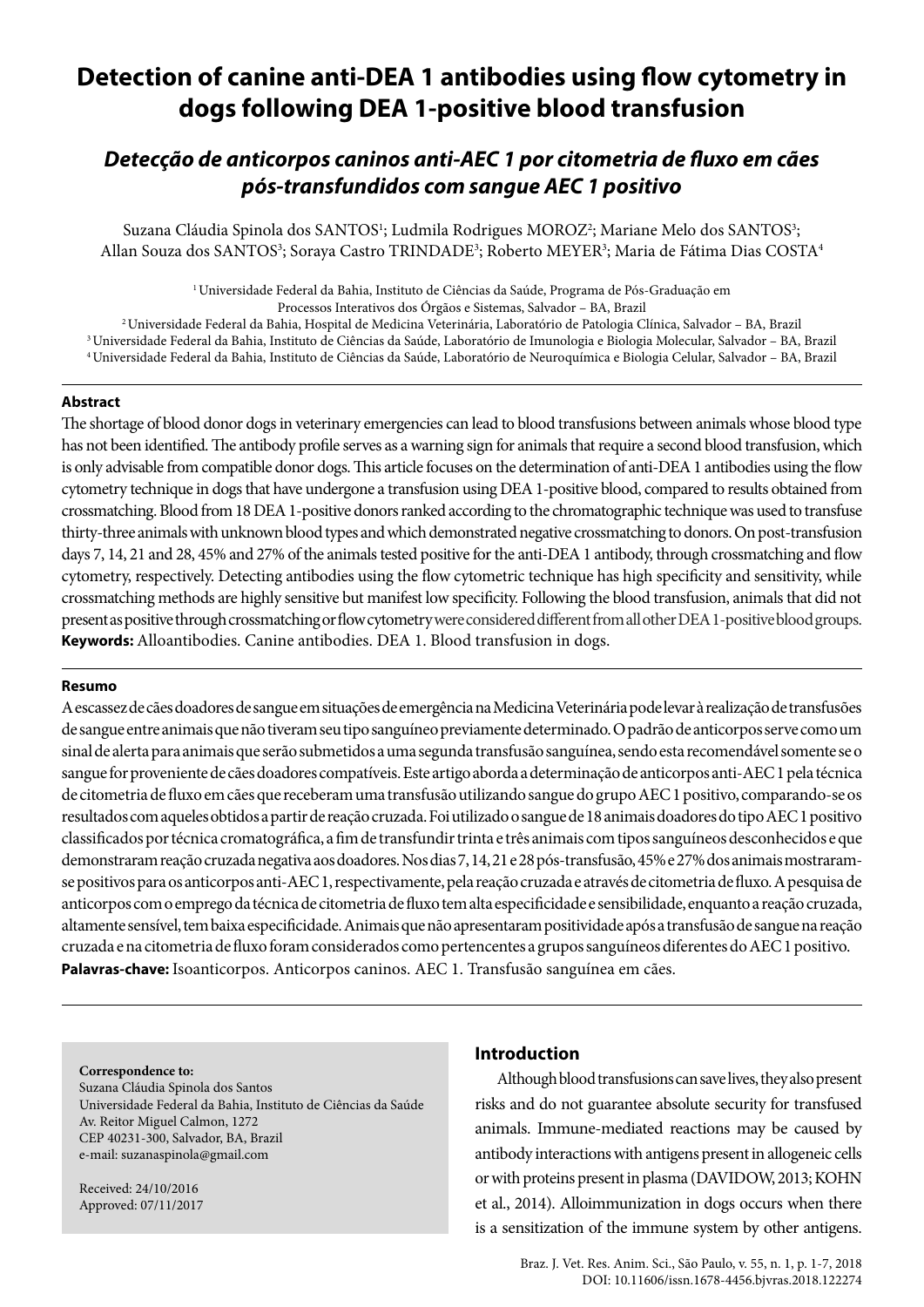# Detection of canine anti-DEA 1 antibodies using flow cytometry in dogs following DEA 1-positive blood transfusion

## *Detecção de anticorpos caninos anti-AEC 1 por citometria de fluxo em cães pós-transfundidos com sangue AEC 1 positivo*

Suzana Cláudia Spinola dos SANTOS[1]; Ludmila Rodrigues MOROZ[2]; Mariane Melo dos SANTOS[3]; Allan Souza dos SANTOS[3]; Soraya Castro TRINDADE[3]; Roberto MEYER[3]; Maria de Fátima Dias COSTA[4]

[1] Universidade Federal da Bahia, Instituto de Ciências da Saúde, Programa de Pós-Graduação em Processos Interativos dos Órgãos e Sistemas, Salvador – BA, Brazil
[2] Universidade Federal da Bahia, Hospital de Medicina Veterinária, Laboratório de Patologia Clínica, Salvador – BA, Brazil
[3] Universidade Federal da Bahia, Instituto de Ciências da Saúde, Laboratório de Imunologia e Biologia Molecular, Salvador – BA, Brazil
[4] Universidade Federal da Bahia, Instituto de Ciências da Saúde, Laboratório de Neuroquímica e Biologia Celular, Salvador – BA, Brazil

### Abstract

The shortage of blood donor dogs in veterinary emergencies can lead to blood transfusions between animals whose blood type has not been identified. The antibody profile serves as a warning sign for animals that require a second blood transfusion, which is only advisable from compatible donor dogs. This article focuses on the determination of anti-DEA 1 antibodies using the flow cytometry technique in dogs that have undergone a transfusion using DEA 1-positive blood, compared to results obtained from crossmatching. Blood from 18 DEA 1-positive donors ranked according to the chromatographic technique was used to transfuse thirty-three animals with unknown blood types and which demonstrated negative crossmatching to donors. On post-transfusion days 7, 14, 21 and 28, 45% and 27% of the animals tested positive for the anti-DEA 1 antibody, through crossmatching and flow cytometry, respectively. Detecting antibodies using the flow cytometric technique has high specificity and sensitivity, while crossmatching methods are highly sensitive but manifest low specificity. Following the blood transfusion, animals that did not present as positive through crossmatching or flow cytometry were considered different from all other DEA 1-positive blood groups.

**Keywords:** Alloantibodies. Canine antibodies. DEA 1. Blood transfusion in dogs.

### Resumo

A escassez de cães doadores de sangue em situações de emergência na Medicina Veterinária pode levar à realização de transfusões de sangue entre animais que não tiveram seu tipo sanguíneo previamente determinado. O padrão de anticorpos serve como um sinal de alerta para animais que serão submetidos a uma segunda transfusão sanguínea, sendo esta recomendável somente se o sangue for proveniente de cães doadores compatíveis. Este artigo aborda a determinação de anticorpos anti-AEC 1 pela técnica de citometria de fluxo em cães que receberam uma transfusão utilizando sangue do grupo AEC 1 positivo, comparando-se os resultados com aqueles obtidos a partir de reação cruzada. Foi utilizado o sangue de 18 animais doadores do tipo AEC 1 positivo classificados por técnica cromatográfica, a fim de transfundir trinta e três animais com tipos sanguíneos desconhecidos e que demonstraram reação cruzada negativa aos doadores. Nos dias 7, 14, 21 e 28 pós-transfusão, 45% e 27% dos animais mostraram-se positivos para os anticorpos anti-AEC 1, respectivamente, pela reação cruzada e através de citometria de fluxo. A pesquisa de anticorpos com o emprego da técnica de citometria de fluxo tem alta especificidade e sensibilidade, enquanto a reação cruzada, altamente sensível, tem baixa especificidade. Animais que não apresentaram positividade após a transfusão de sangue na reação cruzada e na citometria de fluxo foram considerados como pertencentes a grupos sanguíneos diferentes do AEC 1 positivo.

**Palavras-chave:** Isoanticorpos. Anticorpos caninos. AEC 1. Transfusão sanguínea em cães.

**Correspondence to:**
Suzana Cláudia Spinola dos Santos
Universidade Federal da Bahia, Instituto de Ciências da Saúde
Av. Reitor Miguel Calmon, 1272
CEP 40231-300, Salvador, BA, Brazil
e-mail: suzanaspinola@gmail.com

Received: 24/10/2016
Approved: 07/11/2017

## Introduction

Although blood transfusions can save lives, they also present risks and do not guarantee absolute security for transfused animals. Immune-mediated reactions may be caused by antibody interactions with antigens present in allogeneic cells or with proteins present in plasma (DAVIDOW, 2013; KOHN et al., 2014). Alloimmunization in dogs occurs when there is a sensitization of the immune system by other antigens.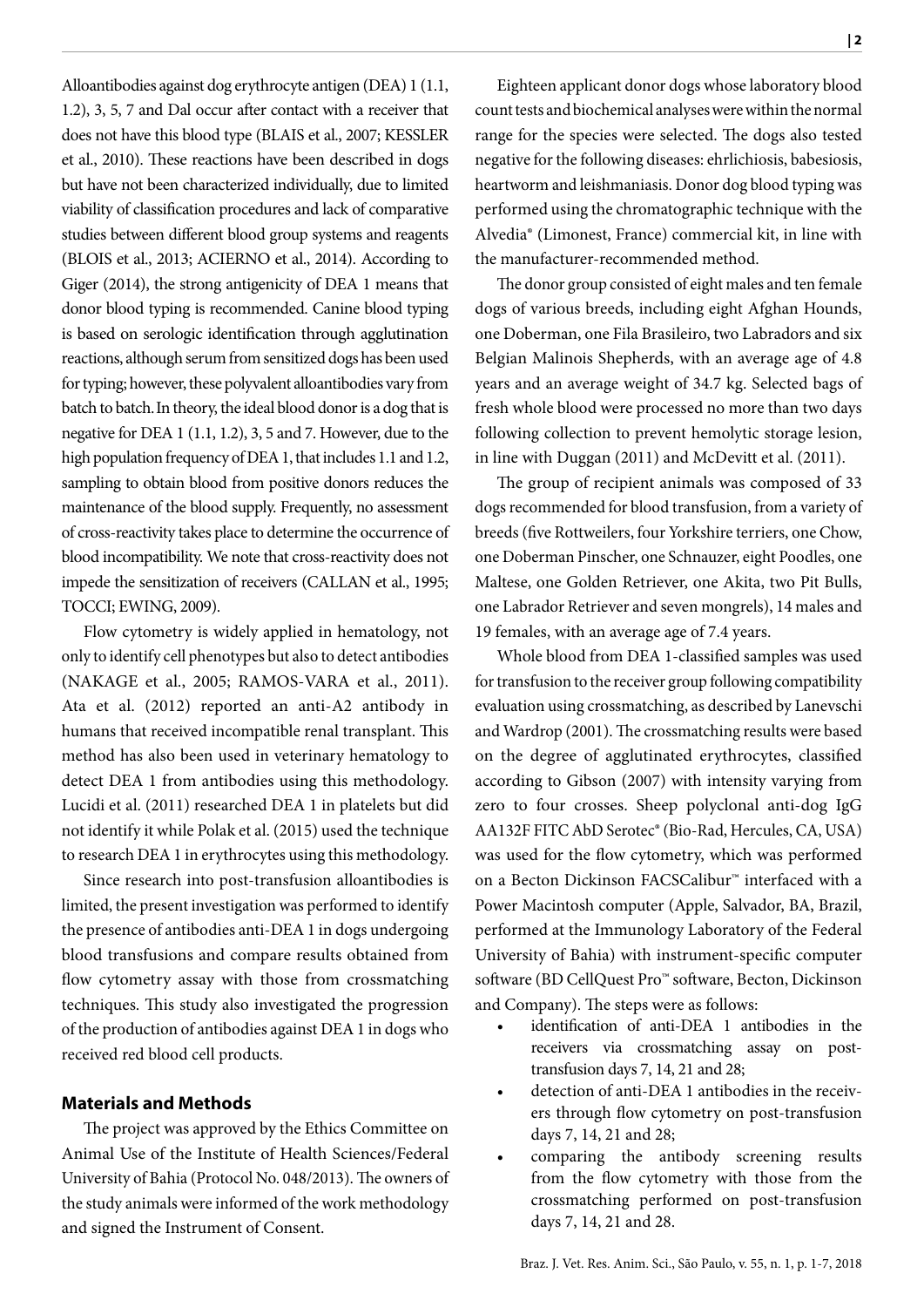Alloantibodies against dog erythrocyte antigen (DEA) 1 (1.1, 1.2), 3, 5, 7 and Dal occur after contact with a receiver that does not have this blood type (BLAIS et al., 2007; KESSLER et al., 2010). These reactions have been described in dogs but have not been characterized individually, due to limited viability of classification procedures and lack of comparative studies between different blood group systems and reagents (BLOIS et al., 2013; ACIERNO et al., 2014). According to Giger (2014), the strong antigenicity of DEA 1 means that donor blood typing is recommended. Canine blood typing is based on serologic identification through agglutination reactions, although serum from sensitized dogs has been used for typing; however, these polyvalent alloantibodies vary from batch to batch. In theory, the ideal blood donor is a dog that is negative for DEA 1 (1.1, 1.2), 3, 5 and 7. However, due to the high population frequency of DEA 1, that includes 1.1 and 1.2, sampling to obtain blood from positive donors reduces the maintenance of the blood supply. Frequently, no assessment of cross-reactivity takes place to determine the occurrence of blood incompatibility. We note that cross-reactivity does not impede the sensitization of receivers (CALLAN et al., 1995; TOCCI; EWING, 2009).

Flow cytometry is widely applied in hematology, not only to identify cell phenotypes but also to detect antibodies (NAKAGE et al., 2005; RAMOS-VARA et al., 2011). Ata et al. (2012) reported an anti-A2 antibody in humans that received incompatible renal transplant. This method has also been used in veterinary hematology to detect DEA 1 from antibodies using this methodology. Lucidi et al. (2011) researched DEA 1 in platelets but did not identify it while Polak et al. (2015) used the technique to research DEA 1 in erythrocytes using this methodology.

Since research into post-transfusion alloantibodies is limited, the present investigation was performed to identify the presence of antibodies anti-DEA 1 in dogs undergoing blood transfusions and compare results obtained from flow cytometry assay with those from crossmatching techniques. This study also investigated the progression of the production of antibodies against DEA 1 in dogs who received red blood cell products.

## Materials and Methods

The project was approved by the Ethics Committee on Animal Use of the Institute of Health Sciences/Federal University of Bahia (Protocol No. 048/2013). The owners of the study animals were informed of the work methodology and signed the Instrument of Consent.

Eighteen applicant donor dogs whose laboratory blood count tests and biochemical analyses were within the normal range for the species were selected. The dogs also tested negative for the following diseases: ehrlichiosis, babesiosis, heartworm and leishmaniasis. Donor dog blood typing was performed using the chromatographic technique with the Alvedia® (Limonest, France) commercial kit, in line with the manufacturer-recommended method.

The donor group consisted of eight males and ten female dogs of various breeds, including eight Afghan Hounds, one Doberman, one Fila Brasileiro, two Labradors and six Belgian Malinois Shepherds, with an average age of 4.8 years and an average weight of 34.7 kg. Selected bags of fresh whole blood were processed no more than two days following collection to prevent hemolytic storage lesion, in line with Duggan (2011) and McDevitt et al. (2011).

The group of recipient animals was composed of 33 dogs recommended for blood transfusion, from a variety of breeds (five Rottweilers, four Yorkshire terriers, one Chow, one Doberman Pinscher, one Schnauzer, eight Poodles, one Maltese, one Golden Retriever, one Akita, two Pit Bulls, one Labrador Retriever and seven mongrels), 14 males and 19 females, with an average age of 7.4 years.

Whole blood from DEA 1-classified samples was used for transfusion to the receiver group following compatibility evaluation using crossmatching, as described by Lanevschi and Wardrop (2001). The crossmatching results were based on the degree of agglutinated erythrocytes, classified according to Gibson (2007) with intensity varying from zero to four crosses. Sheep polyclonal anti-dog IgG AA132F FITC AbD Serotec® (Bio-Rad, Hercules, CA, USA) was used for the flow cytometry, which was performed on a Becton Dickinson FACSCalibur™ interfaced with a Power Macintosh computer (Apple, Salvador, BA, Brazil, performed at the Immunology Laboratory of the Federal University of Bahia) with instrument-specific computer software (BD CellQuest Pro™ software, Becton, Dickinson and Company). The steps were as follows:

- identification of anti-DEA 1 antibodies in the receivers via crossmatching assay on post-transfusion days 7, 14, 21 and 28;
- detection of anti-DEA 1 antibodies in the receivers through flow cytometry on post-transfusion days 7, 14, 21 and 28;
- comparing the antibody screening results from the flow cytometry with those from the crossmatching performed on post-transfusion days 7, 14, 21 and 28.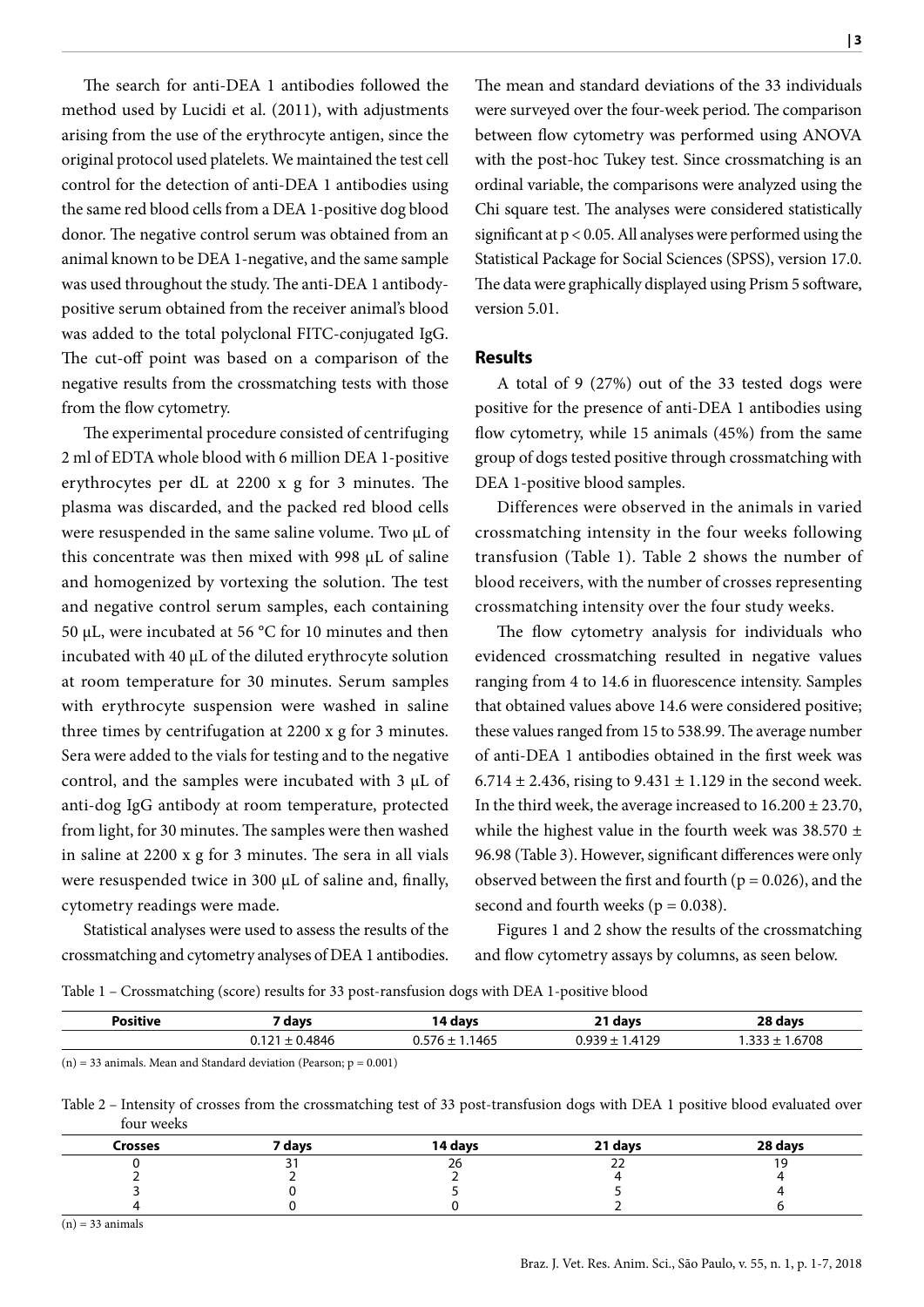The search for anti-DEA 1 antibodies followed the method used by Lucidi et al. (2011), with adjustments arising from the use of the erythrocyte antigen, since the original protocol used platelets. We maintained the test cell control for the detection of anti-DEA 1 antibodies using the same red blood cells from a DEA 1-positive dog blood donor. The negative control serum was obtained from an animal known to be DEA 1-negative, and the same sample was used throughout the study. The anti-DEA 1 antibody-positive serum obtained from the receiver animal's blood was added to the total polyclonal FITC-conjugated IgG. The cut-off point was based on a comparison of the negative results from the crossmatching tests with those from the flow cytometry.

The experimental procedure consisted of centrifuging 2 ml of EDTA whole blood with 6 million DEA 1-positive erythrocytes per dL at 2200 x g for 3 minutes. The plasma was discarded, and the packed red blood cells were resuspended in the same saline volume. Two μL of this concentrate was then mixed with 998 μL of saline and homogenized by vortexing the solution. The test and negative control serum samples, each containing 50 μL, were incubated at 56 °C for 10 minutes and then incubated with 40 μL of the diluted erythrocyte solution at room temperature for 30 minutes. Serum samples with erythrocyte suspension were washed in saline three times by centrifugation at 2200 x g for 3 minutes. Sera were added to the vials for testing and to the negative control, and the samples were incubated with 3 μL of anti-dog IgG antibody at room temperature, protected from light, for 30 minutes. The samples were then washed in saline at 2200 x g for 3 minutes. The sera in all vials were resuspended twice in 300 μL of saline and, finally, cytometry readings were made.

Statistical analyses were used to assess the results of the crossmatching and cytometry analyses of DEA 1 antibodies. The mean and standard deviations of the 33 individuals were surveyed over the four-week period. The comparison between flow cytometry was performed using ANOVA with the post-hoc Tukey test. Since crossmatching is an ordinal variable, the comparisons were analyzed using the Chi square test. The analyses were considered statistically significant at $p < 0.05$. All analyses were performed using the Statistical Package for Social Sciences (SPSS), version 17.0. The data were graphically displayed using Prism 5 software, version 5.01.

## Results

A total of 9 (27%) out of the 33 tested dogs were positive for the presence of anti-DEA 1 antibodies using flow cytometry, while 15 animals (45%) from the same group of dogs tested positive through crossmatching with DEA 1-positive blood samples.

Differences were observed in the animals in varied crossmatching intensity in the four weeks following transfusion (Table 1). Table 2 shows the number of blood receivers, with the number of crosses representing crossmatching intensity over the four study weeks.

The flow cytometry analysis for individuals who evidenced crossmatching resulted in negative values ranging from 4 to 14.6 in fluorescence intensity. Samples that obtained values above 14.6 were considered positive; these values ranged from 15 to 538.99. The average number of anti-DEA 1 antibodies obtained in the first week was $6.714 \pm 2.436$, rising to $9.431 \pm 1.129$ in the second week. In the third week, the average increased to $16.200 \pm 23.70$, while the highest value in the fourth week was $38.570 \pm 96.98$ (Table 3). However, significant differences were only observed between the first and fourth ($p = 0.026$), and the second and fourth weeks ($p = 0.038$).

Figures 1 and 2 show the results of the crossmatching and flow cytometry assays by columns, as seen below.

Table 1 – Crossmatching (score) results for 33 post-ransfusion dogs with DEA 1-positive blood

| Positive | 7 days | 14 days | 21 days | 28 days |
|---|---|---|---|---|
| | 0.121 ± 0.4846 | 0.576 ± 1.1465 | 0.939 ± 1.4129 | 1.333 ± 1.6708 |

(n) = 33 animals. Mean and Standard deviation (Pearson; $p = 0.001$)

Table 2 – Intensity of crosses from the crossmatching test of 33 post-transfusion dogs with DEA 1 positive blood evaluated over four weeks

| Crosses | 7 days | 14 days | 21 days | 28 days |
|---|---|---|---|---|
| 0 | 31 | 26 | 22 | 19 |
| 2 | 2 | 2 | 4 | 4 |
| 3 | 0 | 5 | 5 | 4 |
| 4 | 0 | 0 | 2 | 6 |

(n) = 33 animals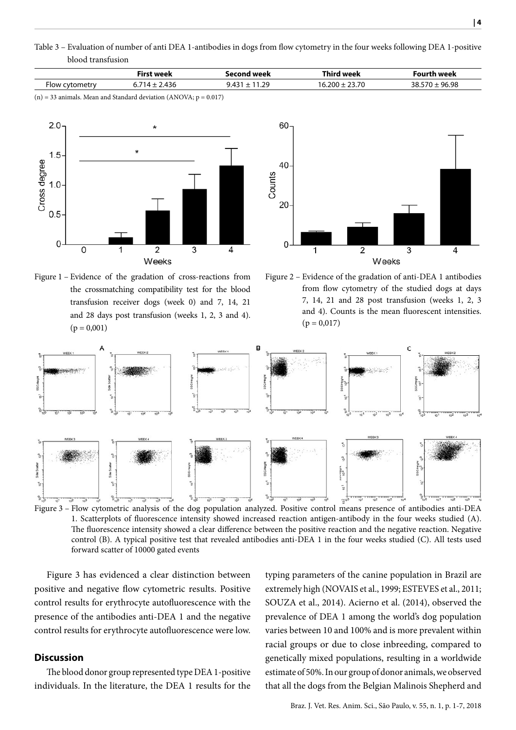Table 3 – Evaluation of number of anti DEA 1-antibodies in dogs from flow cytometry in the four weeks following DEA 1-positive blood transfusion

| | First week | Second week | Third week | Fourth week |
|---|---|---|---|---|
| Flow cytometry | 6.714 ± 2.436 | 9.431 ± 11.29 | 16.200 ± 23.70 | 38.570 ± 96.98 |

(n) = 33 animals. Mean and Standard deviation (ANOVA; p = 0.017)

Figure 1 – Evidence of the gradation of cross-reactions from the crossmatching compatibility test for the blood transfusion receiver dogs (week 0) and 7, 14, 21 and 28 days post transfusion (weeks 1, 2, 3 and 4). (p = 0,001)

Figure 2 – Evidence of the gradation of anti-DEA 1 antibodies from flow cytometry of the studied dogs at days 7, 14, 21 and 28 post transfusion (weeks 1, 2, 3 and 4). Counts is the mean fluorescent intensities. (p = 0,017)

Figure 3 – Flow cytometric analysis of the dog population analyzed. Positive control means presence of antibodies anti-DEA 1. Scatterplots of fluorescence intensity showed increased reaction antigen-antibody in the four weeks studied (A). The fluorescence intensity showed a clear difference between the positive reaction and the negative reaction. Negative control (B). A typical positive test that revealed antibodies anti-DEA 1 in the four weeks studied (C). All tests used forward scatter of 10000 gated events

Figure 3 has evidenced a clear distinction between positive and negative flow cytometric results. Positive control results for erythrocyte autofluorescence with the presence of the antibodies anti-DEA 1 and the negative control results for erythrocyte autofluorescence were low.

## Discussion

The blood donor group represented type DEA 1-positive individuals. In the literature, the DEA 1 results for the typing parameters of the canine population in Brazil are extremely high (NOVAIS et al., 1999; ESTEVES et al., 2011; SOUZA et al., 2014). Acierno et al. (2014), observed the prevalence of DEA 1 among the world's dog population varies between 10 and 100% and is more prevalent within racial groups or due to close inbreeding, compared to genetically mixed populations, resulting in a worldwide estimate of 50%. In our group of donor animals, we observed that all the dogs from the Belgian Malinois Shepherd and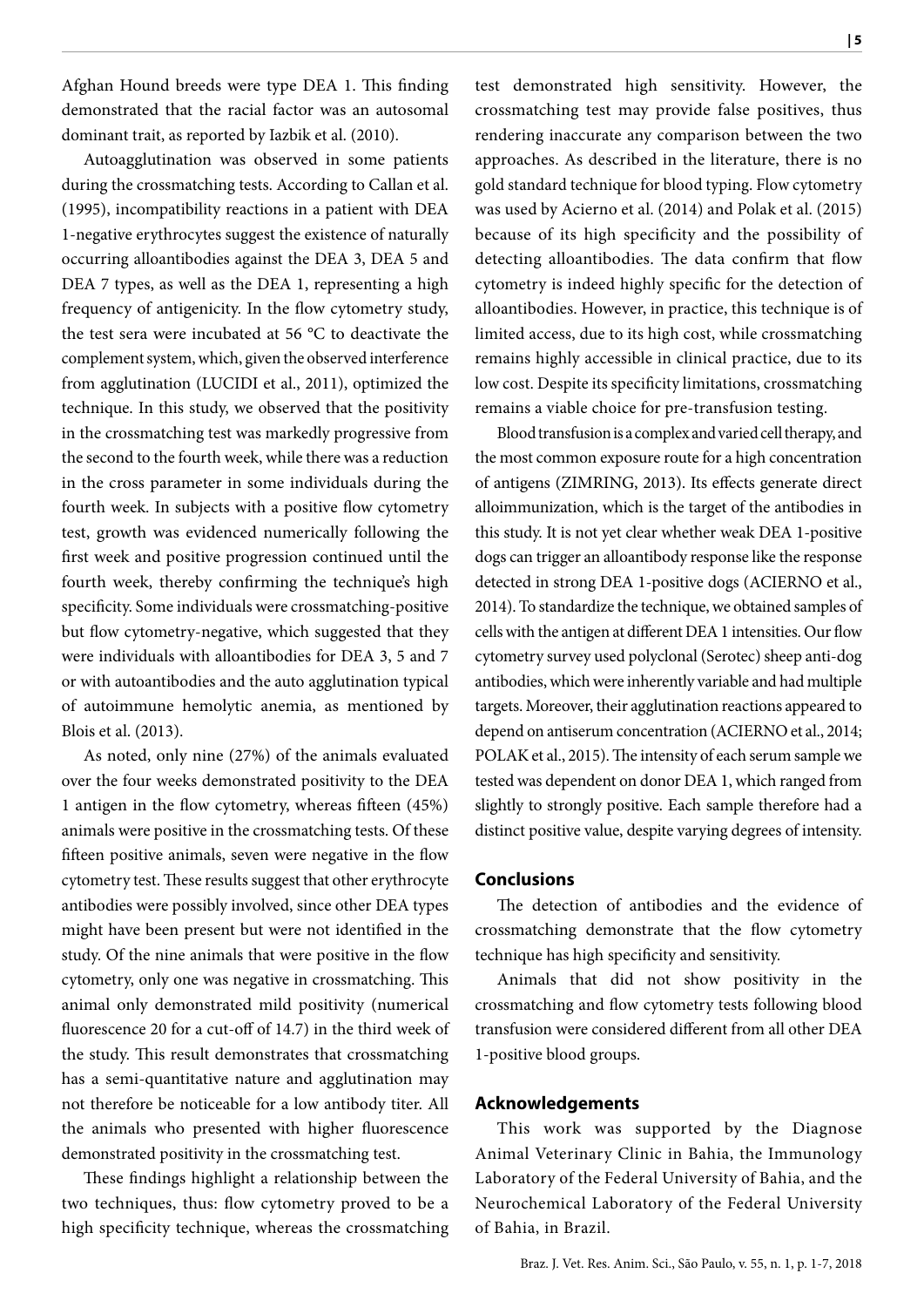Afghan Hound breeds were type DEA 1. This finding demonstrated that the racial factor was an autosomal dominant trait, as reported by Iazbik et al. (2010).

Autoagglutination was observed in some patients during the crossmatching tests. According to Callan et al. (1995), incompatibility reactions in a patient with DEA 1-negative erythrocytes suggest the existence of naturally occurring alloantibodies against the DEA 3, DEA 5 and DEA 7 types, as well as the DEA 1, representing a high frequency of antigenicity. In the flow cytometry study, the test sera were incubated at 56 °C to deactivate the complement system, which, given the observed interference from agglutination (LUCIDI et al., 2011), optimized the technique. In this study, we observed that the positivity in the crossmatching test was markedly progressive from the second to the fourth week, while there was a reduction in the cross parameter in some individuals during the fourth week. In subjects with a positive flow cytometry test, growth was evidenced numerically following the first week and positive progression continued until the fourth week, thereby confirming the technique's high specificity. Some individuals were crossmatching-positive but flow cytometry-negative, which suggested that they were individuals with alloantibodies for DEA 3, 5 and 7 or with autoantibodies and the auto agglutination typical of autoimmune hemolytic anemia, as mentioned by Blois et al. (2013).

As noted, only nine (27%) of the animals evaluated over the four weeks demonstrated positivity to the DEA 1 antigen in the flow cytometry, whereas fifteen (45%) animals were positive in the crossmatching tests. Of these fifteen positive animals, seven were negative in the flow cytometry test. These results suggest that other erythrocyte antibodies were possibly involved, since other DEA types might have been present but were not identified in the study. Of the nine animals that were positive in the flow cytometry, only one was negative in crossmatching. This animal only demonstrated mild positivity (numerical fluorescence 20 for a cut-off of 14.7) in the third week of the study. This result demonstrates that crossmatching has a semi-quantitative nature and agglutination may not therefore be noticeable for a low antibody titer. All the animals who presented with higher fluorescence demonstrated positivity in the crossmatching test.

These findings highlight a relationship between the two techniques, thus: flow cytometry proved to be a high specificity technique, whereas the crossmatching test demonstrated high sensitivity. However, the crossmatching test may provide false positives, thus rendering inaccurate any comparison between the two approaches. As described in the literature, there is no gold standard technique for blood typing. Flow cytometry was used by Acierno et al. (2014) and Polak et al. (2015) because of its high specificity and the possibility of detecting alloantibodies. The data confirm that flow cytometry is indeed highly specific for the detection of alloantibodies. However, in practice, this technique is of limited access, due to its high cost, while crossmatching remains highly accessible in clinical practice, due to its low cost. Despite its specificity limitations, crossmatching remains a viable choice for pre-transfusion testing.

Blood transfusion is a complex and varied cell therapy, and the most common exposure route for a high concentration of antigens (ZIMRING, 2013). Its effects generate direct alloimmunization, which is the target of the antibodies in this study. It is not yet clear whether weak DEA 1-positive dogs can trigger an alloantibody response like the response detected in strong DEA 1-positive dogs (ACIERNO et al., 2014). To standardize the technique, we obtained samples of cells with the antigen at different DEA 1 intensities. Our flow cytometry survey used polyclonal (Serotec) sheep anti-dog antibodies, which were inherently variable and had multiple targets. Moreover, their agglutination reactions appeared to depend on antiserum concentration (ACIERNO et al., 2014; POLAK et al., 2015). The intensity of each serum sample we tested was dependent on donor DEA 1, which ranged from slightly to strongly positive. Each sample therefore had a distinct positive value, despite varying degrees of intensity.

## Conclusions

The detection of antibodies and the evidence of crossmatching demonstrate that the flow cytometry technique has high specificity and sensitivity.

Animals that did not show positivity in the crossmatching and flow cytometry tests following blood transfusion were considered different from all other DEA 1-positive blood groups.

## Acknowledgements

This work was supported by the Diagnose Animal Veterinary Clinic in Bahia, the Immunology Laboratory of the Federal University of Bahia, and the Neurochemical Laboratory of the Federal University of Bahia, in Brazil.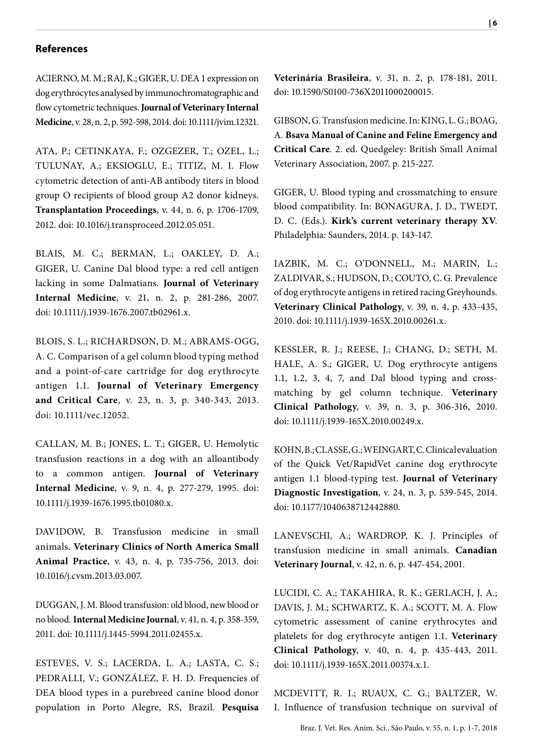## References

ACIERNO, M. M.; RAJ, K.; GIGER, U. DEA 1 expression on dog erythrocytes analysed by immunochromatographic and flow cytometric techniques. **Journal of Veterinary Internal Medicine**, v. 28, n. 2, p. 592-598, 2014. doi: 10.1111/jvim.12321.

ATA, P.; CETINKAYA, F.; OZGEZER, T.; OZEL, L.; TULUNAY, A.; EKSIOGLU, E.; TITIZ, M. I. Flow cytometric detection of anti-AB antibody titers in blood group O recipients of blood group A2 donor kidneys. **Transplantation Proceedings**, v. 44, n. 6, p. 1706-1709, 2012. doi: 10.1016/j.transproceed.2012.05.051.

BLAIS, M. C.; BERMAN, L.; OAKLEY, D. A.; GIGER, U. Canine Dal blood type: a red cell antigen lacking in some Dalmatians. **Journal of Veterinary Internal Medicine**, v. 21, n. 2, p. 281-286, 2007. doi: 10.1111/j.1939-1676.2007.tb02961.x.

BLOIS, S. L.; RICHARDSON, D. M.; ABRAMS-OGG, A. C. Comparison of a gel column blood typing method and a point-of-care cartridge for dog erythrocyte antigen 1.1. **Journal of Veterinary Emergency and Critical Care**, v. 23, n. 3, p. 340-343, 2013. doi: 10.1111/vec.12052.

CALLAN, M. B.; JONES, L. T.; GIGER, U. Hemolytic transfusion reactions in a dog with an alloantibody to a common antigen. **Journal of Veterinary Internal Medicine**, v. 9, n. 4, p. 277-279, 1995. doi: 10.1111/j.1939-1676.1995.tb01080.x.

DAVIDOW, B. Transfusion medicine in small animals. **Veterinary Clinics of North America Small Animal Practice**, v. 43, n. 4, p. 735-756, 2013. doi: 10.1016/j.cvsm.2013.03.007.

DUGGAN, J. M. Blood transfusion: old blood, new blood or no blood. **Internal Medicine Journal**, v. 41, n. 4, p. 358-359, 2011. doi: 10.1111/j.1445-5994.2011.02455.x.

ESTEVES, V. S.; LACERDA, L. A.; LASTA, C. S.; PEDRALLI, V.; GONZÁLEZ, F. H. D. Frequencies of DEA blood types in a purebreed canine blood donor population in Porto Alegre, RS, Brazil. **Pesquisa Veterinária Brasileira**, v. 31, n. 2, p. 178-181, 2011. doi: 10.1590/S0100-736X2011000200015.

GIBSON, G. Transfusion medicine. In: KING, L. G.; BOAG, A. **Bsava Manual of Canine and Feline Emergency and Critical Care**. 2. ed. Quedgeley: British Small Animal Veterinary Association, 2007. p. 215-227.

GIGER, U. Blood typing and crossmatching to ensure blood compatibility. In: BONAGURA, J. D., TWEDT, D. C. (Eds.). **Kirk's current veterinary therapy XV**. Philadelphia: Saunders, 2014. p. 143-147.

IAZBIK, M. C.; O'DONNELL, M.; MARIN, L.; ZALDIVAR, S.; HUDSON, D.; COUTO, C. G. Prevalence of dog erythrocyte antigens in retired racing Greyhounds. **Veterinary Clinical Pathology**, v. 39, n. 4, p. 433-435, 2010. doi: 10.1111/j.1939-165X.2010.00261.x.

KESSLER, R. J.; REESE, J.; CHANG, D.; SETH, M. HALE, A. S.; GIGER, U. Dog erythrocyte antigens 1.1, 1.2, 3, 4, 7, and Dal blood typing and cross-matching by gel column technique. **Veterinary Clinical Pathology**, v. 39, n. 3, p. 306-316, 2010. doi: 10.1111/j.1939-165X.2010.00249.x.

KOHN, B.; CLASSE, G.; WEINGART, C. Clinical evaluation of the Quick Vet/RapidVet canine dog erythrocyte antigen 1.1 blood-typing test. **Journal of Veterinary Diagnostic Investigation**, v. 24, n. 3, p. 539-545, 2014. doi: 10.1177/1040638712442880.

LANEVSCHI, A.; WARDROP, K. J. Principles of transfusion medicine in small animals. **Canadian Veterinary Journal**, v. 42, n. 6, p. 447-454, 2001.

LUCIDI, C. A.; TAKAHIRA, R. K.; GERLACH, J. A.; DAVIS, J. M.; SCHWARTZ, K. A.; SCOTT, M. A. Flow cytometric assessment of canine erythrocytes and platelets for dog erythrocyte antigen 1.1. **Veterinary Clinical Pathology**, v. 40, n. 4, p. 435-443, 2011. doi: 10.1111/j.1939-165X.2011.00374.x.1.

MCDEVITT, R. I.; RUAUX, C. G.; BALTZER, W. I. Influence of transfusion technique on survival of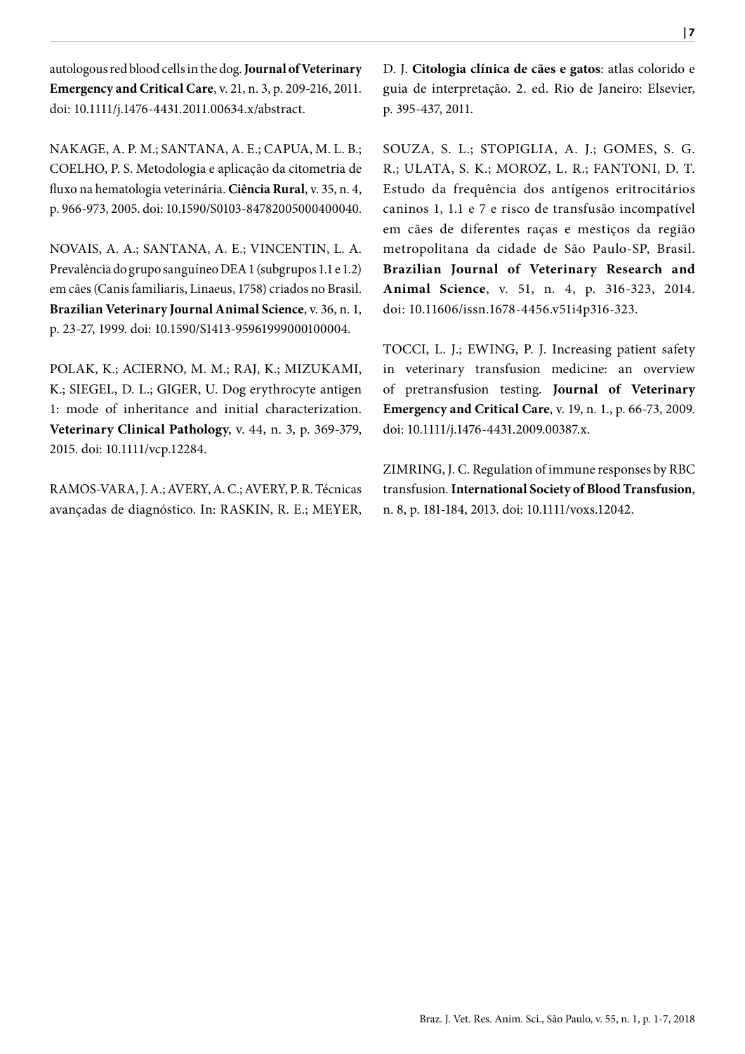autologous red blood cells in the dog. **Journal of Veterinary Emergency and Critical Care**, v. 21, n. 3, p. 209-216, 2011. doi: 10.1111/j.1476-4431.2011.00634.x/abstract.

NAKAGE, A. P. M.; SANTANA, A. E.; CAPUA, M. L. B.; COELHO, P. S. Metodologia e aplicação da citometria de fluxo na hematologia veterinária. **Ciência Rural**, v. 35, n. 4, p. 966-973, 2005. doi: 10.1590/S0103-84782005000400040.

NOVAIS, A. A.; SANTANA, A. E.; VINCENTIN, L. A. Prevalência do grupo sanguíneo DEA 1 (subgrupos 1.1 e 1.2) em cães (Canis familiaris, Linaeus, 1758) criados no Brasil. **Brazilian Veterinary Journal Animal Science**, v. 36, n. 1, p. 23-27, 1999. doi: 10.1590/S1413-95961999000100004.

POLAK, K.; ACIERNO, M. M.; RAJ, K.; MIZUKAMI, K.; SIEGEL, D. L.; GIGER, U. Dog erythrocyte antigen 1: mode of inheritance and initial characterization. **Veterinary Clinical Pathology**, v. 44, n. 3, p. 369-379, 2015. doi: 10.1111/vcp.12284.

RAMOS-VARA, J. A.; AVERY, A. C.; AVERY, P. R. Técnicas avançadas de diagnóstico. In: RASKIN, R. E.; MEYER, D. J. **Citologia clínica de cães e gatos**: atlas colorido e guia de interpretação. 2. ed. Rio de Janeiro: Elsevier, p. 395-437, 2011.

SOUZA, S. L.; STOPIGLIA, A. J.; GOMES, S. G. R.; ULATA, S. K.; MOROZ, L. R.; FANTONI, D. T. Estudo da frequência dos antígenos eritrocitários caninos 1, 1.1 e 7 e risco de transfusão incompatível em cães de diferentes raças e mestiços da região metropolitana da cidade de São Paulo-SP, Brasil. **Brazilian Journal of Veterinary Research and Animal Science**, v. 51, n. 4, p. 316-323, 2014. doi: 10.11606/issn.1678-4456.v51i4p316-323.

TOCCI, L. J.; EWING, P. J. Increasing patient safety in veterinary transfusion medicine: an overview of pretransfusion testing. **Journal of Veterinary Emergency and Critical Care**, v. 19, n. 1., p. 66-73, 2009. doi: 10.1111/j.1476-4431.2009.00387.x.

ZIMRING, J. C. Regulation of immune responses by RBC transfusion. **International Society of Blood Transfusion**, n. 8, p. 181-184, 2013. doi: 10.1111/voxs.12042.